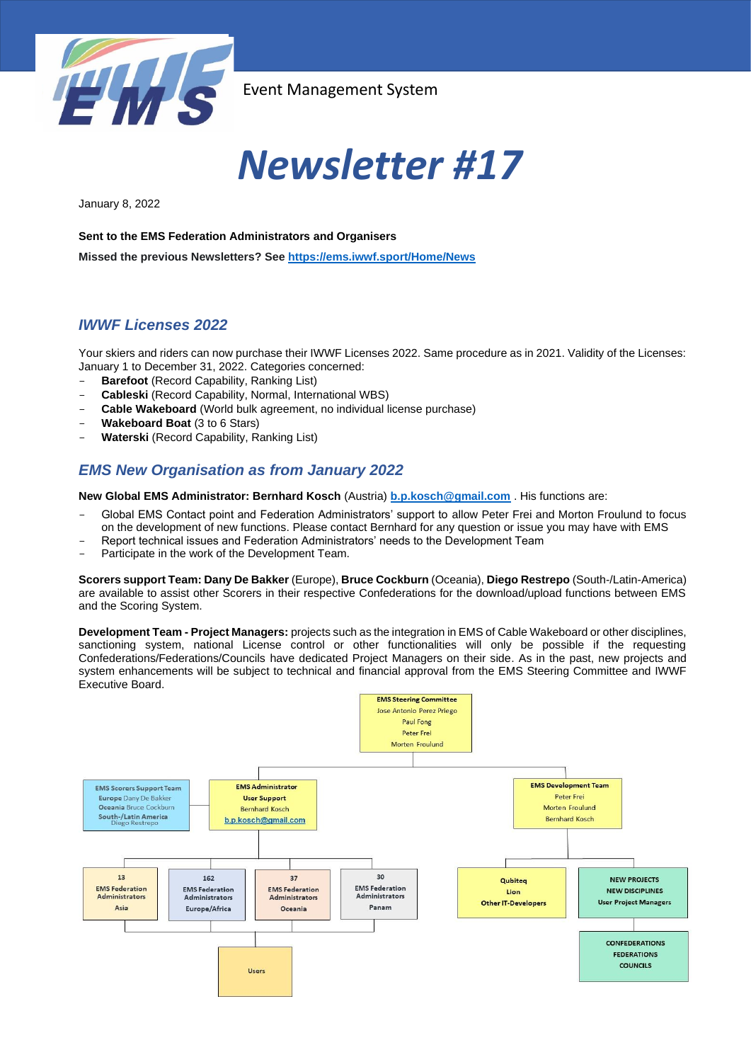Event Management System

# Newsletter #17

January 8, 2022

**Sent to the EMS Federation Administrators and Organisers**

**Missed the previous Newsletters? See [https://ems.iwwf.sport/Home/News](https://ems.iwwf.sport/Home/News)**

## *IWWF Licenses 2022*

Your skiers and riders can now purchase their IWWF Licenses 2022. Same procedure as in 2021. Validity of the Licenses: January 1 to December 31, 2022. Categories concerned:

- **Barefoot** (Record Capability, Ranking List)
- **Cableski** (Record Capability, Normal, International WBS)
- **Cable Wakeboard** (World bulk agreement, no individual license purchase)
- **Wakeboard Boat** (3 to 6 Stars)
- **Waterski** (Record Capability, Ranking List)

## *EMS New Organisation as from January 2022*

**New Global EMS Administrator: Bernhard Kosch** (Austria) **[b.p.kosch@gmail.com](mailto:b.p.kosch@gmail.com)** . His functions are:

- Global EMS Contact point and Federation Administrators' support to allow Peter Frei and Morton Froulund to focus on the development of new functions. Please contact Bernhard for any question or issue you may have with EMS
- Report technical issues and Federation Administrators' needs to the Development Team
- Participate in the work of the Development Team.

**Scorers support Team: Dany De Bakker** (Europe), **Bruce Cockburn** (Oceania), **Diego Restrepo** (South-/Latin-America) are available to assist other Scorers in their respective Confederations for the download/upload functions between EMS and the Scoring System.

**Development Team - Project Managers:** projects such as the integration in EMS of Cable Wakeboard or other disciplines, sanctioning system, national License control or other functionalities will only be possible if the requesting Confederations/Federations/Councils have dedicated Project Managers on their side. As in the past, new projects and system enhancements will be subject to technical and financial approval from the EMS Steering Committee and IWWF Executive Board.

**EMS Steering Committee**
Jose Antonio Perez Priego
Paul Fong
Peter Frei
Morten Froulund

**EMS Scorers Support Team**
Europe Dany De Bakker
Oceania Bruce Cockburn
South-/Latin America Diego Restrepo

**EMS Administrator**
User Support
Bernhard Kosch
b.p.kosch@gmail.com

**EMS Development Team**
Peter Frei
Morten Froulund
Bernhard Kosch

13 EMS Federation Administrators Asia

162 EMS Federation Administrators Europe/Africa

37 EMS Federation Administrators Oceania

30 EMS Federation Administrators Panam

Users

Qubiteq
Lion
Other IT-Developers

NEW PROJECTS
NEW DISCIPLINES
User Project Managers

CONFEDERATIONS
FEDERATIONS
COUNCILS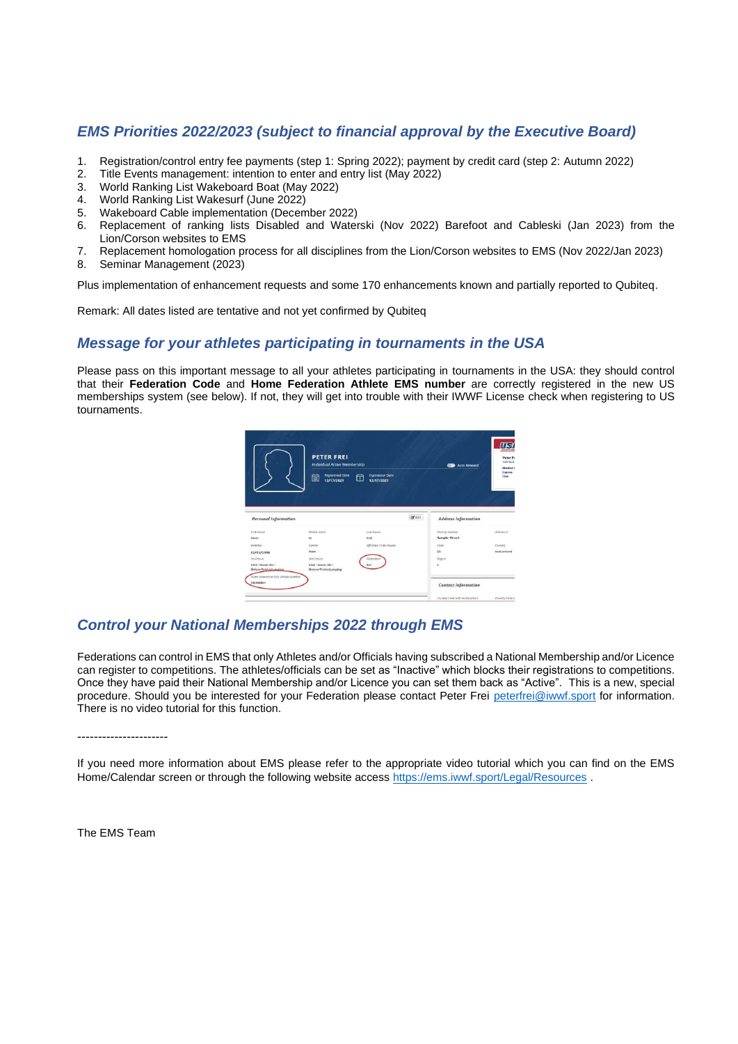## *EMS Priorities 2022/2023 (subject to financial approval by the Executive Board)*

1. Registration/control entry fee payments (step 1: Spring 2022); payment by credit card (step 2: Autumn 2022)
2. Title Events management: intention to enter and entry list (May 2022)
3. World Ranking List Wakeboard Boat (May 2022)
4. World Ranking List Wakesurf (June 2022)
5. Wakeboard Cable implementation (December 2022)
6. Replacement of ranking lists Disabled and Waterski (Nov 2022) Barefoot and Cableski (Jan 2023) from the Lion/Corson websites to EMS
7. Replacement homologation process for all disciplines from the Lion/Corson websites to EMS (Nov 2022/Jan 2023)
8. Seminar Management (2023)

Plus implementation of enhancement requests and some 170 enhancements known and partially reported to Qubiteq.

Remark: All dates listed are tentative and not yet confirmed by Qubiteq

## *Message for your athletes participating in tournaments in the USA*

Please pass on this important message to all your athletes participating in tournaments in the USA: they should control that their **Federation Code** and **Home Federation Athlete EMS number** are correctly registered in the new US memberships system (see below). If not, they will get into trouble with their IWWF License check when registering to US tournaments.

## *Control your National Memberships 2022 through EMS*

Federations can control in EMS that only Athletes and/or Officials having subscribed a National Membership and/or Licence can register to competitions. The athletes/officials can be set as "Inactive" which blocks their registrations to competitions. Once they have paid their National Membership and/or Licence you can set them back as "Active". This is a new, special procedure. Should you be interested for your Federation please contact Peter Frei [peterfrei@iwwf.sport](mailto:peterfrei@iwwf.sport) for information. There is no video tutorial for this function.

----------------------

If you need more information about EMS please refer to the appropriate video tutorial which you can find on the EMS Home/Calendar screen or through the following website access [https://ems.iwwf.sport/Legal/Resources](https://ems.iwwf.sport/Legal/Resources) .

The EMS Team